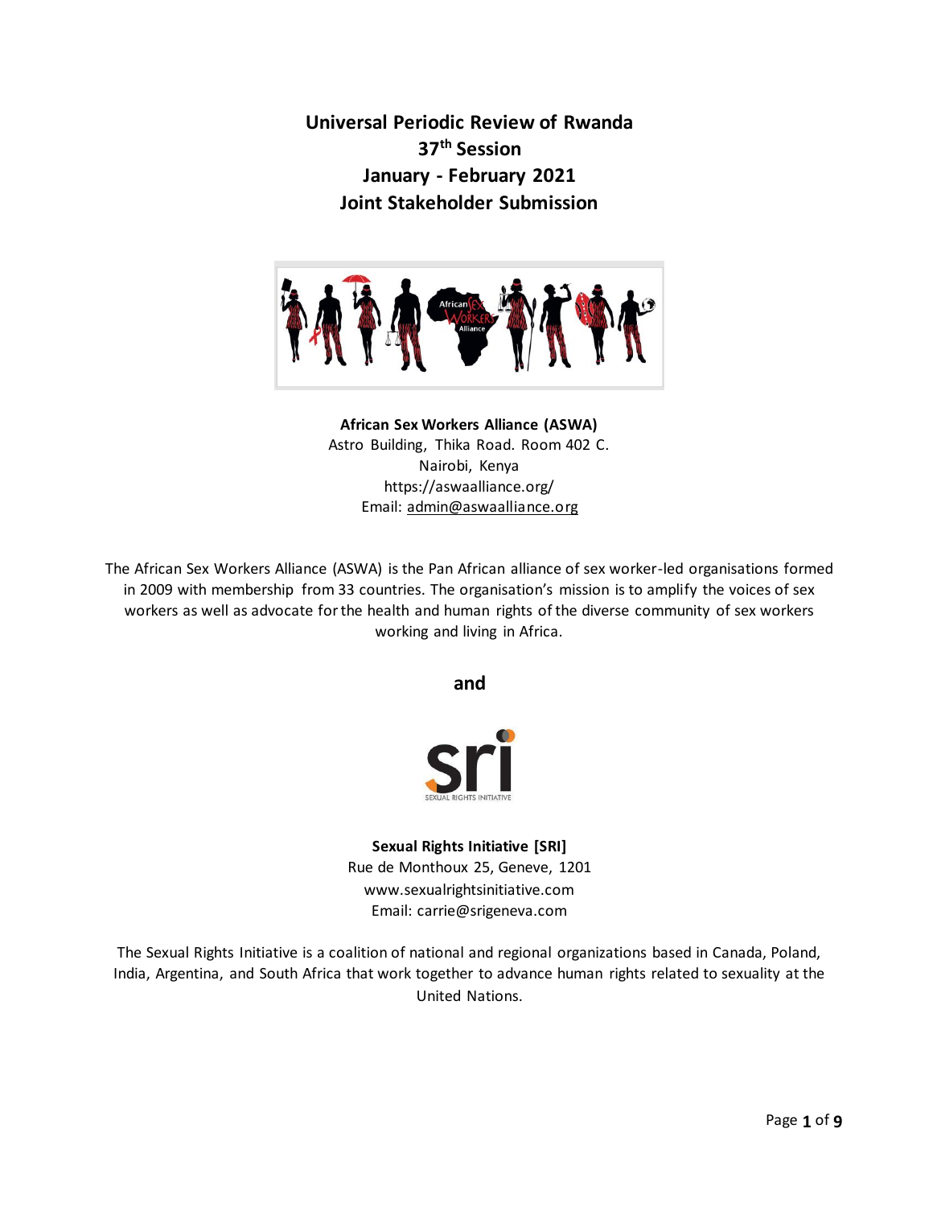# Universal Periodic Review of Rwanda
# 37th Session
# January - February 2021
# Joint Stakeholder Submission

**African Sex Workers Alliance (ASWA)**
Astro Building, Thika Road. Room 402 C.
Nairobi, Kenya
https://aswaalliance.org/
Email: admin@aswaalliance.org

The African Sex Workers Alliance (ASWA) is the Pan African alliance of sex worker-led organisations formed in 2009 with membership from 33 countries. The organisation's mission is to amplify the voices of sex workers as well as advocate for the health and human rights of the diverse community of sex workers working and living in Africa.

**and**

**Sexual Rights Initiative [SRI]**
Rue de Monthoux 25, Geneve, 1201
www.sexualrightsinitiative.com
Email: carrie@srigeneva.com

The Sexual Rights Initiative is a coalition of national and regional organizations based in Canada, Poland, India, Argentina, and South Africa that work together to advance human rights related to sexuality at the United Nations.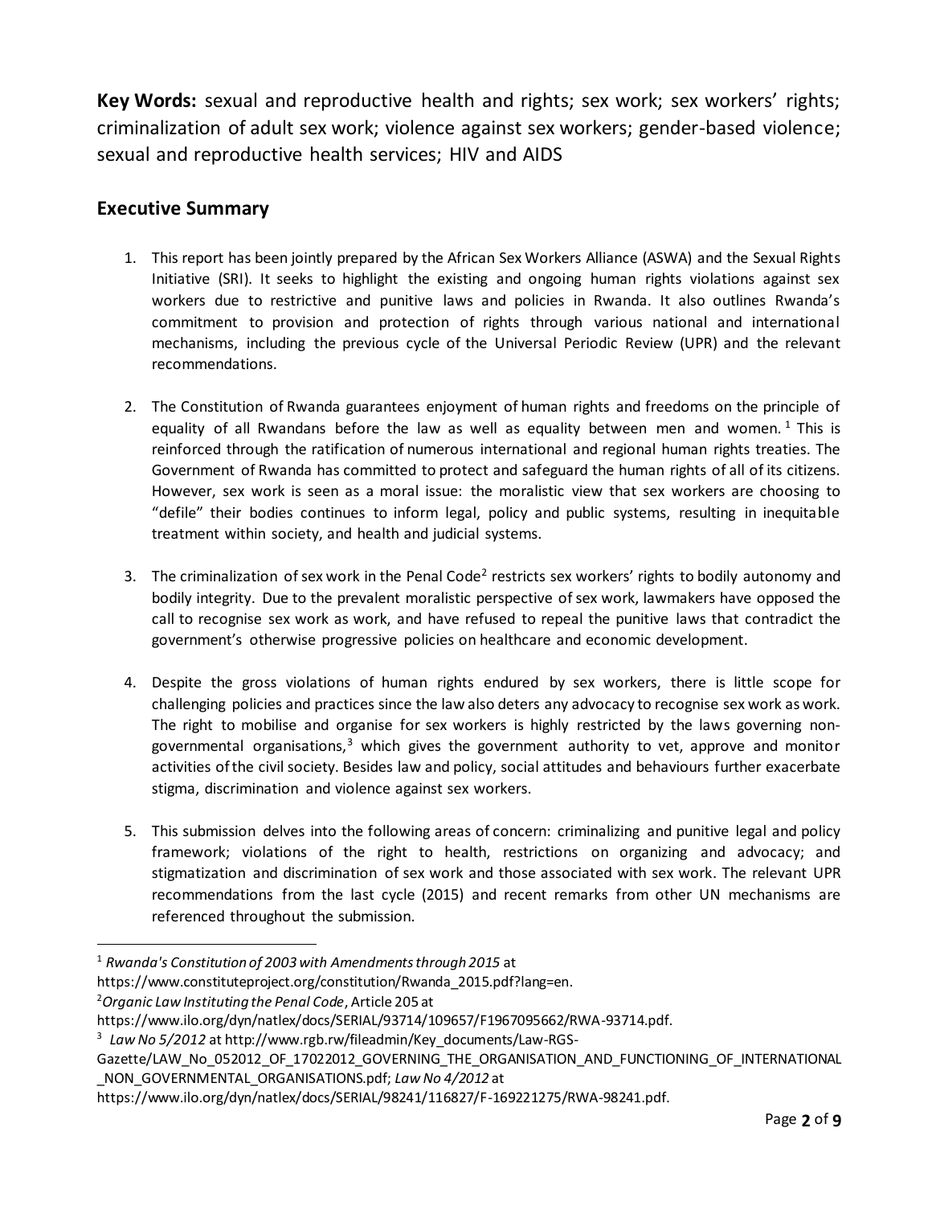**Key Words:** sexual and reproductive health and rights; sex work; sex workers' rights; criminalization of adult sex work; violence against sex workers; gender-based violence; sexual and reproductive health services; HIV and AIDS

## Executive Summary

1. This report has been jointly prepared by the African Sex Workers Alliance (ASWA) and the Sexual Rights Initiative (SRI). It seeks to highlight the existing and ongoing human rights violations against sex workers due to restrictive and punitive laws and policies in Rwanda. It also outlines Rwanda's commitment to provision and protection of rights through various national and international mechanisms, including the previous cycle of the Universal Periodic Review (UPR) and the relevant recommendations.

2. The Constitution of Rwanda guarantees enjoyment of human rights and freedoms on the principle of equality of all Rwandans before the law as well as equality between men and women.[1] This is reinforced through the ratification of numerous international and regional human rights treaties. The Government of Rwanda has committed to protect and safeguard the human rights of all of its citizens. However, sex work is seen as a moral issue: the moralistic view that sex workers are choosing to "defile" their bodies continues to inform legal, policy and public systems, resulting in inequitable treatment within society, and health and judicial systems.

3. The criminalization of sex work in the Penal Code[2] restricts sex workers' rights to bodily autonomy and bodily integrity. Due to the prevalent moralistic perspective of sex work, lawmakers have opposed the call to recognise sex work as work, and have refused to repeal the punitive laws that contradict the government's otherwise progressive policies on healthcare and economic development.

4. Despite the gross violations of human rights endured by sex workers, there is little scope for challenging policies and practices since the law also deters any advocacy to recognise sex work as work. The right to mobilise and organise for sex workers is highly restricted by the laws governing non-governmental organisations,[3] which gives the government authority to vet, approve and monitor activities of the civil society. Besides law and policy, social attitudes and behaviours further exacerbate stigma, discrimination and violence against sex workers.

5. This submission delves into the following areas of concern: criminalizing and punitive legal and policy framework; violations of the right to health, restrictions on organizing and advocacy; and stigmatization and discrimination of sex work and those associated with sex work. The relevant UPR recommendations from the last cycle (2015) and recent remarks from other UN mechanisms are referenced throughout the submission.

---

[1] *Rwanda's Constitution of 2003 with Amendments through 2015* at https://www.constituteproject.org/constitution/Rwanda_2015.pdf?lang=en.

[2] *Organic Law Instituting the Penal Code*, Article 205 at https://www.ilo.org/dyn/natlex/docs/SERIAL/93714/109657/F1967095662/RWA-93714.pdf.

[3] *Law No 5/2012* at http://www.rgb.rw/fileadmin/Key_documents/Law-RGS-Gazette/LAW_No_052012_OF_17022012_GOVERNING_THE_ORGANISATION_AND_FUNCTIONING_OF_INTERNATIONAL_NON_GOVERNMENTAL_ORGANISATIONS.pdf; *Law No 4/2012* at https://www.ilo.org/dyn/natlex/docs/SERIAL/98241/116827/F-169221275/RWA-98241.pdf.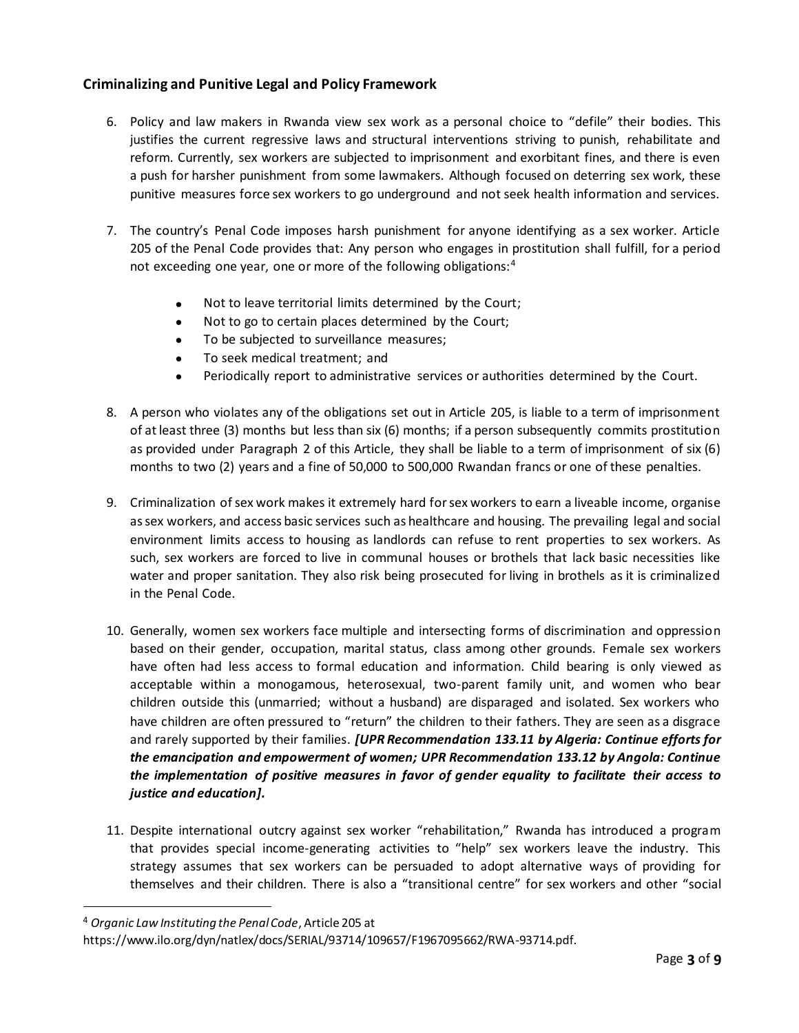### Criminalizing and Punitive Legal and Policy Framework

6. Policy and law makers in Rwanda view sex work as a personal choice to "defile" their bodies. This justifies the current regressive laws and structural interventions striving to punish, rehabilitate and reform. Currently, sex workers are subjected to imprisonment and exorbitant fines, and there is even a push for harsher punishment from some lawmakers. Although focused on deterring sex work, these punitive measures force sex workers to go underground and not seek health information and services.

7. The country's Penal Code imposes harsh punishment for anyone identifying as a sex worker. Article 205 of the Penal Code provides that: Any person who engages in prostitution shall fulfill, for a period not exceeding one year, one or more of the following obligations:[4]

    - Not to leave territorial limits determined by the Court;
    - Not to go to certain places determined by the Court;
    - To be subjected to surveillance measures;
    - To seek medical treatment; and
    - Periodically report to administrative services or authorities determined by the Court.

8. A person who violates any of the obligations set out in Article 205, is liable to a term of imprisonment of at least three (3) months but less than six (6) months; if a person subsequently commits prostitution as provided under Paragraph 2 of this Article, they shall be liable to a term of imprisonment of six (6) months to two (2) years and a fine of 50,000 to 500,000 Rwandan francs or one of these penalties.

9. Criminalization of sex work makes it extremely hard for sex workers to earn a liveable income, organise as sex workers, and access basic services such as healthcare and housing. The prevailing legal and social environment limits access to housing as landlords can refuse to rent properties to sex workers. As such, sex workers are forced to live in communal houses or brothels that lack basic necessities like water and proper sanitation. They also risk being prosecuted for living in brothels as it is criminalized in the Penal Code.

10. Generally, women sex workers face multiple and intersecting forms of discrimination and oppression based on their gender, occupation, marital status, class among other grounds. Female sex workers have often had less access to formal education and information. Child bearing is only viewed as acceptable within a monogamous, heterosexual, two-parent family unit, and women who bear children outside this (unmarried; without a husband) are disparaged and isolated. Sex workers who have children are often pressured to "return" the children to their fathers. They are seen as a disgrace and rarely supported by their families. ***[UPR Recommendation 133.11 by Algeria: Continue efforts for the emancipation and empowerment of women; UPR Recommendation 133.12 by Angola: Continue the implementation of positive measures in favor of gender equality to facilitate their access to justice and education].***

11. Despite international outcry against sex worker "rehabilitation," Rwanda has introduced a program that provides special income-generating activities to "help" sex workers leave the industry. This strategy assumes that sex workers can be persuaded to adopt alternative ways of providing for themselves and their children. There is also a "transitional centre" for sex workers and other "social

---

[4] *Organic Law Instituting the Penal Code*, Article 205 at https://www.ilo.org/dyn/natlex/docs/SERIAL/93714/109657/F1967095662/RWA-93714.pdf.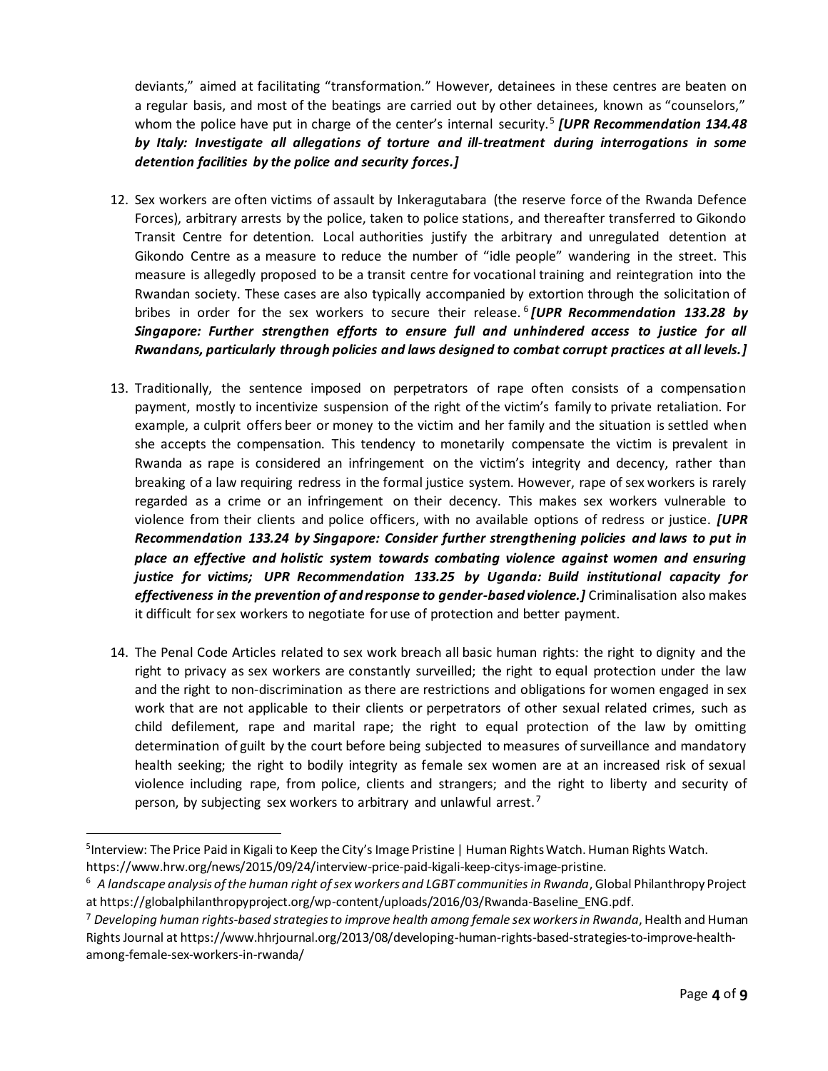deviants," aimed at facilitating "transformation." However, detainees in these centres are beaten on a regular basis, and most of the beatings are carried out by other detainees, known as "counselors," whom the police have put in charge of the center's internal security.[5] ***[UPR Recommendation 134.48 by Italy: Investigate all allegations of torture and ill-treatment during interrogations in some detention facilities by the police and security forces.]***

12. Sex workers are often victims of assault by Inkeragutabara (the reserve force of the Rwanda Defence Forces), arbitrary arrests by the police, taken to police stations, and thereafter transferred to Gikondo Transit Centre for detention. Local authorities justify the arbitrary and unregulated detention at Gikondo Centre as a measure to reduce the number of "idle people" wandering in the street. This measure is allegedly proposed to be a transit centre for vocational training and reintegration into the Rwandan society. These cases are also typically accompanied by extortion through the solicitation of bribes in order for the sex workers to secure their release.[6] ***[UPR Recommendation 133.28 by Singapore: Further strengthen efforts to ensure full and unhindered access to justice for all Rwandans, particularly through policies and laws designed to combat corrupt practices at all levels.]***

13. Traditionally, the sentence imposed on perpetrators of rape often consists of a compensation payment, mostly to incentivize suspension of the right of the victim's family to private retaliation. For example, a culprit offers beer or money to the victim and her family and the situation is settled when she accepts the compensation. This tendency to monetarily compensate the victim is prevalent in Rwanda as rape is considered an infringement on the victim's integrity and decency, rather than breaking of a law requiring redress in the formal justice system. However, rape of sex workers is rarely regarded as a crime or an infringement on their decency. This makes sex workers vulnerable to violence from their clients and police officers, with no available options of redress or justice. ***[UPR Recommendation 133.24 by Singapore: Consider further strengthening policies and laws to put in place an effective and holistic system towards combating violence against women and ensuring justice for victims; UPR Recommendation 133.25 by Uganda: Build institutional capacity for effectiveness in the prevention of and response to gender-based violence.]*** Criminalisation also makes it difficult for sex workers to negotiate for use of protection and better payment.

14. The Penal Code Articles related to sex work breach all basic human rights: the right to dignity and the right to privacy as sex workers are constantly surveilled; the right to equal protection under the law and the right to non-discrimination as there are restrictions and obligations for women engaged in sex work that are not applicable to their clients or perpetrators of other sexual related crimes, such as child defilement, rape and marital rape; the right to equal protection of the law by omitting determination of guilt by the court before being subjected to measures of surveillance and mandatory health seeking; the right to bodily integrity as female sex women are at an increased risk of sexual violence including rape, from police, clients and strangers; and the right to liberty and security of person, by subjecting sex workers to arbitrary and unlawful arrest.[7]

---

[5] Interview: The Price Paid in Kigali to Keep the City's Image Pristine | Human Rights Watch. Human Rights Watch. https://www.hrw.org/news/2015/09/24/interview-price-paid-kigali-keep-citys-image-pristine.

[6] *A landscape analysis of the human right of sex workers and LGBT communities in Rwanda*, Global Philanthropy Project at https://globalphilanthropyproject.org/wp-content/uploads/2016/03/Rwanda-Baseline_ENG.pdf.

[7] *Developing human rights-based strategies to improve health among female sex workers in Rwanda*, Health and Human Rights Journal at https://www.hhrjournal.org/2013/08/developing-human-rights-based-strategies-to-improve-health-among-female-sex-workers-in-rwanda/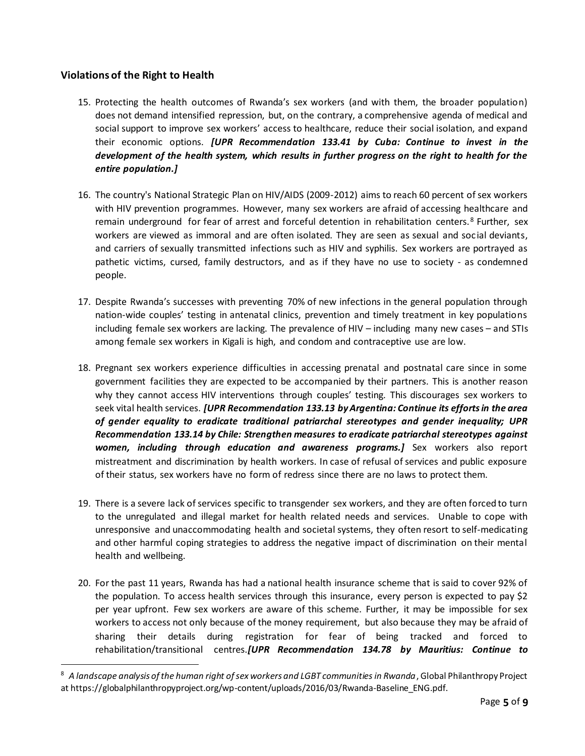### Violations of the Right to Health

15. Protecting the health outcomes of Rwanda's sex workers (and with them, the broader population) does not demand intensified repression, but, on the contrary, a comprehensive agenda of medical and social support to improve sex workers' access to healthcare, reduce their social isolation, and expand their economic options. ***[UPR Recommendation 133.41 by Cuba: Continue to invest in the development of the health system, which results in further progress on the right to health for the entire population.]***

16. The country's National Strategic Plan on HIV/AIDS (2009-2012) aims to reach 60 percent of sex workers with HIV prevention programmes. However, many sex workers are afraid of accessing healthcare and remain underground for fear of arrest and forceful detention in rehabilitation centers.[8] Further, sex workers are viewed as immoral and are often isolated. They are seen as sexual and social deviants, and carriers of sexually transmitted infections such as HIV and syphilis. Sex workers are portrayed as pathetic victims, cursed, family destructors, and as if they have no use to society - as condemned people.

17. Despite Rwanda's successes with preventing 70% of new infections in the general population through nation-wide couples' testing in antenatal clinics, prevention and timely treatment in key populations including female sex workers are lacking. The prevalence of HIV – including many new cases – and STIs among female sex workers in Kigali is high, and condom and contraceptive use are low.

18. Pregnant sex workers experience difficulties in accessing prenatal and postnatal care since in some government facilities they are expected to be accompanied by their partners. This is another reason why they cannot access HIV interventions through couples' testing. This discourages sex workers to seek vital health services. ***[UPR Recommendation 133.13 by Argentina: Continue its efforts in the area of gender equality to eradicate traditional patriarchal stereotypes and gender inequality; UPR Recommendation 133.14 by Chile: Strengthen measures to eradicate patriarchal stereotypes against women, including through education and awareness programs.]*** Sex workers also report mistreatment and discrimination by health workers. In case of refusal of services and public exposure of their status, sex workers have no form of redress since there are no laws to protect them.

19. There is a severe lack of services specific to transgender sex workers, and they are often forced to turn to the unregulated and illegal market for health related needs and services. Unable to cope with unresponsive and unaccommodating health and societal systems, they often resort to self-medicating and other harmful coping strategies to address the negative impact of discrimination on their mental health and wellbeing.

20. For the past 11 years, Rwanda has had a national health insurance scheme that is said to cover 92% of the population. To access health services through this insurance, every person is expected to pay $2 per year upfront. Few sex workers are aware of this scheme. Further, it may be impossible for sex workers to access not only because of the money requirement, but also because they may be afraid of sharing their details during registration for fear of being tracked and forced to rehabilitation/transitional centres.***[UPR Recommendation 134.78 by Mauritius: Continue to***

---

[8] *A landscape analysis of the human right of sex workers and LGBT communities in Rwanda*, Global Philanthropy Project at https://globalphilanthropyproject.org/wp-content/uploads/2016/03/Rwanda-Baseline_ENG.pdf.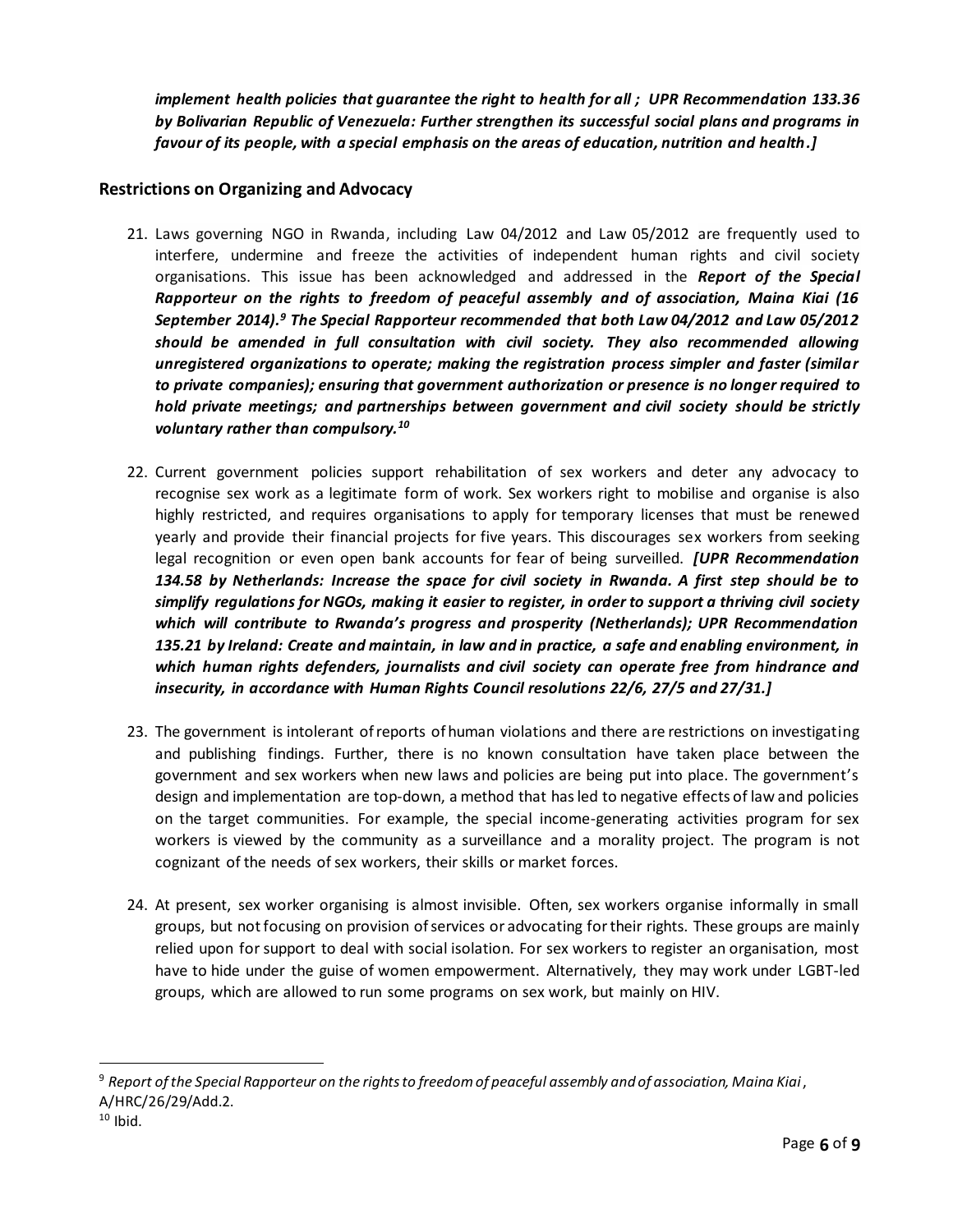***implement health policies that guarantee the right to health for all ; UPR Recommendation 133.36 by Bolivarian Republic of Venezuela: Further strengthen its successful social plans and programs in favour of its people, with a special emphasis on the areas of education, nutrition and health.]***

## Restrictions on Organizing and Advocacy

21. Laws governing NGO in Rwanda, including Law 04/2012 and Law 05/2012 are frequently used to interfere, undermine and freeze the activities of independent human rights and civil society organisations. This issue has been acknowledged and addressed in the ***Report of the Special Rapporteur on the rights to freedom of peaceful assembly and of association, Maina Kiai (16 September 2014).[9] The Special Rapporteur recommended that both Law 04/2012 and Law 05/2012 should be amended in full consultation with civil society. They also recommended allowing unregistered organizations to operate; making the registration process simpler and faster (similar to private companies); ensuring that government authorization or presence is no longer required to hold private meetings; and partnerships between government and civil society should be strictly voluntary rather than compulsory.[10]***

22. Current government policies support rehabilitation of sex workers and deter any advocacy to recognise sex work as a legitimate form of work. Sex workers right to mobilise and organise is also highly restricted, and requires organisations to apply for temporary licenses that must be renewed yearly and provide their financial projects for five years. This discourages sex workers from seeking legal recognition or even open bank accounts for fear of being surveilled. ***[UPR Recommendation 134.58 by Netherlands: Increase the space for civil society in Rwanda. A first step should be to simplify regulations for NGOs, making it easier to register, in order to support a thriving civil society which will contribute to Rwanda's progress and prosperity (Netherlands); UPR Recommendation 135.21 by Ireland: Create and maintain, in law and in practice, a safe and enabling environment, in which human rights defenders, journalists and civil society can operate free from hindrance and insecurity, in accordance with Human Rights Council resolutions 22/6, 27/5 and 27/31.]***

23. The government is intolerant of reports of human violations and there are restrictions on investigating and publishing findings. Further, there is no known consultation have taken place between the government and sex workers when new laws and policies are being put into place. The government's design and implementation are top-down, a method that has led to negative effects of law and policies on the target communities. For example, the special income-generating activities program for sex workers is viewed by the community as a surveillance and a morality project. The program is not cognizant of the needs of sex workers, their skills or market forces.

24. At present, sex worker organising is almost invisible. Often, sex workers organise informally in small groups, but not focusing on provision of services or advocating for their rights. These groups are mainly relied upon for support to deal with social isolation. For sex workers to register an organisation, most have to hide under the guise of women empowerment. Alternatively, they may work under LGBT-led groups, which are allowed to run some programs on sex work, but mainly on HIV.

---

[9] *Report of the Special Rapporteur on the rights to freedom of peaceful assembly and of association, Maina Kiai*, A/HRC/26/29/Add.2.

[10] Ibid.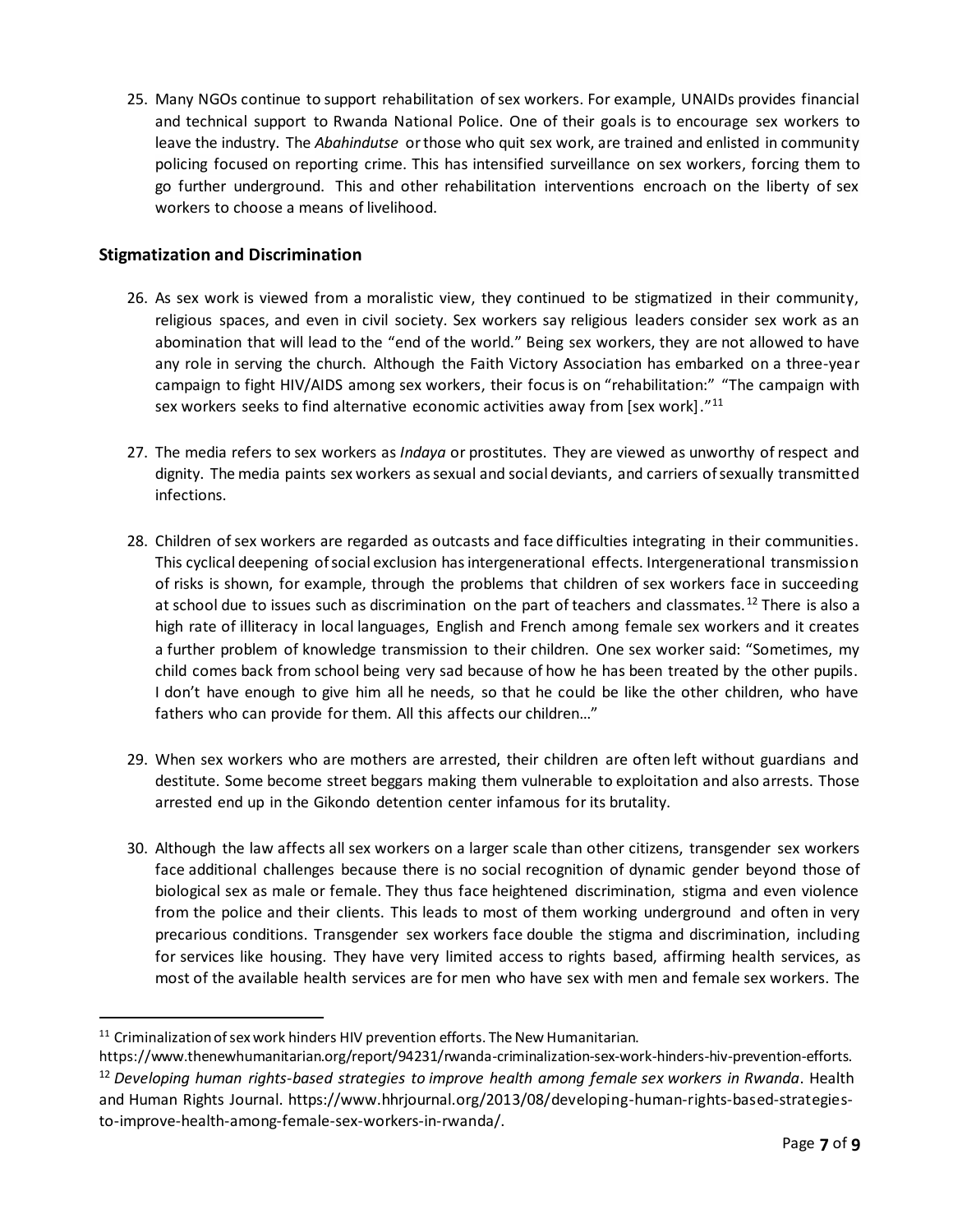25. Many NGOs continue to support rehabilitation of sex workers. For example, UNAIDs provides financial and technical support to Rwanda National Police. One of their goals is to encourage sex workers to leave the industry. The *Abahindutse* or those who quit sex work, are trained and enlisted in community policing focused on reporting crime. This has intensified surveillance on sex workers, forcing them to go further underground. This and other rehabilitation interventions encroach on the liberty of sex workers to choose a means of livelihood.

### Stigmatization and Discrimination

26. As sex work is viewed from a moralistic view, they continued to be stigmatized in their community, religious spaces, and even in civil society. Sex workers say religious leaders consider sex work as an abomination that will lead to the "end of the world." Being sex workers, they are not allowed to have any role in serving the church. Although the Faith Victory Association has embarked on a three-year campaign to fight HIV/AIDS among sex workers, their focus is on "rehabilitation:" "The campaign with sex workers seeks to find alternative economic activities away from [sex work]."[11]

27. The media refers to sex workers as *Indaya* or prostitutes. They are viewed as unworthy of respect and dignity. The media paints sex workers as sexual and social deviants, and carriers of sexually transmitted infections.

28. Children of sex workers are regarded as outcasts and face difficulties integrating in their communities. This cyclical deepening of social exclusion has intergenerational effects. Intergenerational transmission of risks is shown, for example, through the problems that children of sex workers face in succeeding at school due to issues such as discrimination on the part of teachers and classmates.[12] There is also a high rate of illiteracy in local languages, English and French among female sex workers and it creates a further problem of knowledge transmission to their children. One sex worker said: "Sometimes, my child comes back from school being very sad because of how he has been treated by the other pupils. I don't have enough to give him all he needs, so that he could be like the other children, who have fathers who can provide for them. All this affects our children…"

29. When sex workers who are mothers are arrested, their children are often left without guardians and destitute. Some become street beggars making them vulnerable to exploitation and also arrests. Those arrested end up in the Gikondo detention center infamous for its brutality.

30. Although the law affects all sex workers on a larger scale than other citizens, transgender sex workers face additional challenges because there is no social recognition of dynamic gender beyond those of biological sex as male or female. They thus face heightened discrimination, stigma and even violence from the police and their clients. This leads to most of them working underground and often in very precarious conditions. Transgender sex workers face double the stigma and discrimination, including for services like housing. They have very limited access to rights based, affirming health services, as most of the available health services are for men who have sex with men and female sex workers. The

---

[11] Criminalization of sex work hinders HIV prevention efforts. The New Humanitarian. https://www.thenewhumanitarian.org/report/94231/rwanda-criminalization-sex-work-hinders-hiv-prevention-efforts.

[12] *Developing human rights-based strategies to improve health among female sex workers in Rwanda*. Health and Human Rights Journal. https://www.hhrjournal.org/2013/08/developing-human-rights-based-strategies-to-improve-health-among-female-sex-workers-in-rwanda/.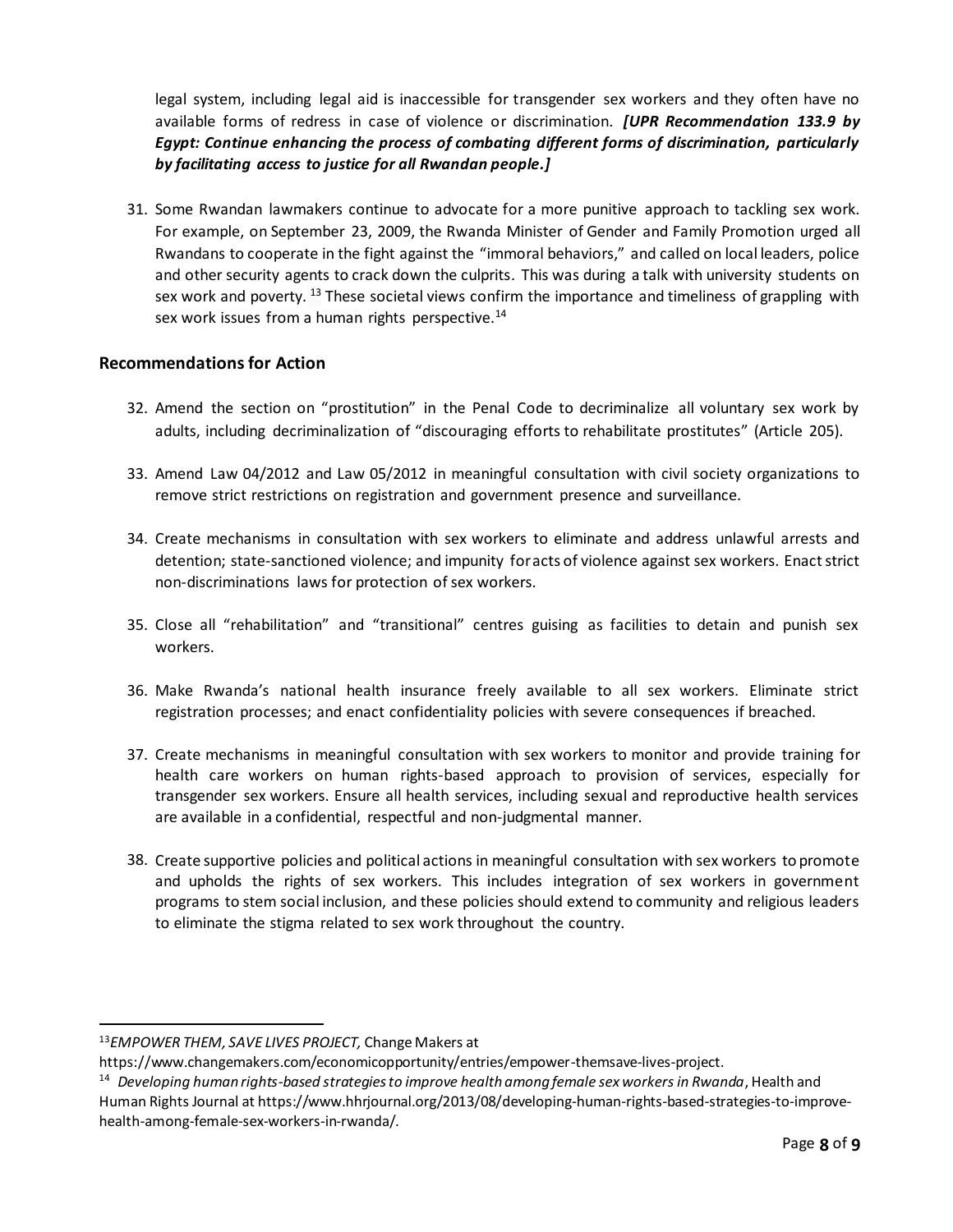legal system, including legal aid is inaccessible for transgender sex workers and they often have no available forms of redress in case of violence or discrimination. ***[UPR Recommendation 133.9 by Egypt: Continue enhancing the process of combating different forms of discrimination, particularly by facilitating access to justice for all Rwandan people.]***

31. Some Rwandan lawmakers continue to advocate for a more punitive approach to tackling sex work. For example, on September 23, 2009, the Rwanda Minister of Gender and Family Promotion urged all Rwandans to cooperate in the fight against the "immoral behaviors," and called on local leaders, police and other security agents to crack down the culprits. This was during a talk with university students on sex work and poverty. [13] These societal views confirm the importance and timeliness of grappling with sex work issues from a human rights perspective.[14]

## Recommendations for Action

32. Amend the section on "prostitution" in the Penal Code to decriminalize all voluntary sex work by adults, including decriminalization of "discouraging efforts to rehabilitate prostitutes" (Article 205).

33. Amend Law 04/2012 and Law 05/2012 in meaningful consultation with civil society organizations to remove strict restrictions on registration and government presence and surveillance.

34. Create mechanisms in consultation with sex workers to eliminate and address unlawful arrests and detention; state-sanctioned violence; and impunity for acts of violence against sex workers. Enact strict non-discriminations laws for protection of sex workers.

35. Close all "rehabilitation" and "transitional" centres guising as facilities to detain and punish sex workers.

36. Make Rwanda's national health insurance freely available to all sex workers. Eliminate strict registration processes; and enact confidentiality policies with severe consequences if breached.

37. Create mechanisms in meaningful consultation with sex workers to monitor and provide training for health care workers on human rights-based approach to provision of services, especially for transgender sex workers. Ensure all health services, including sexual and reproductive health services are available in a confidential, respectful and non-judgmental manner.

38. Create supportive policies and political actions in meaningful consultation with sex workers to promote and upholds the rights of sex workers. This includes integration of sex workers in government programs to stem social inclusion, and these policies should extend to community and religious leaders to eliminate the stigma related to sex work throughout the country.

---

[13] *EMPOWER THEM, SAVE LIVES PROJECT,* Change Makers at https://www.changemakers.com/economicopportunity/entries/empower-themsave-lives-project.

[14] *Developing human rights-based strategies to improve health among female sex workers in Rwanda*, Health and Human Rights Journal at https://www.hhrjournal.org/2013/08/developing-human-rights-based-strategies-to-improve-health-among-female-sex-workers-in-rwanda/.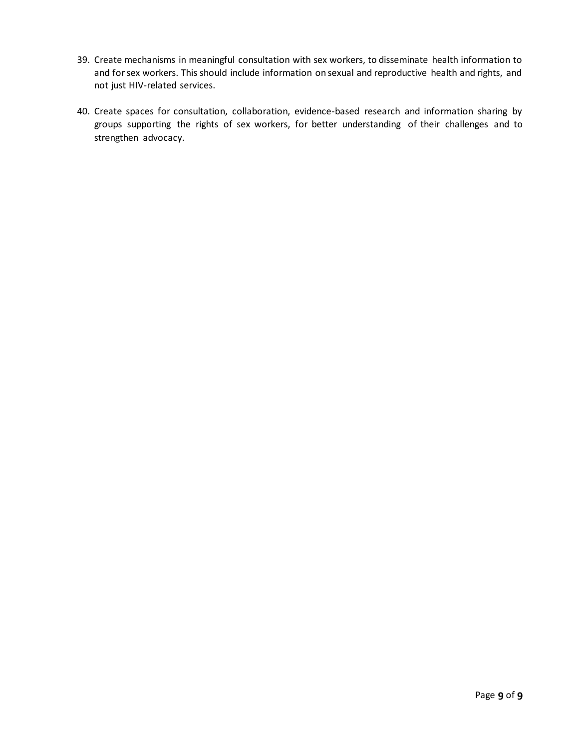39. Create mechanisms in meaningful consultation with sex workers, to disseminate health information to and for sex workers. This should include information on sexual and reproductive health and rights, and not just HIV-related services.

40. Create spaces for consultation, collaboration, evidence-based research and information sharing by groups supporting the rights of sex workers, for better understanding of their challenges and to strengthen advocacy.